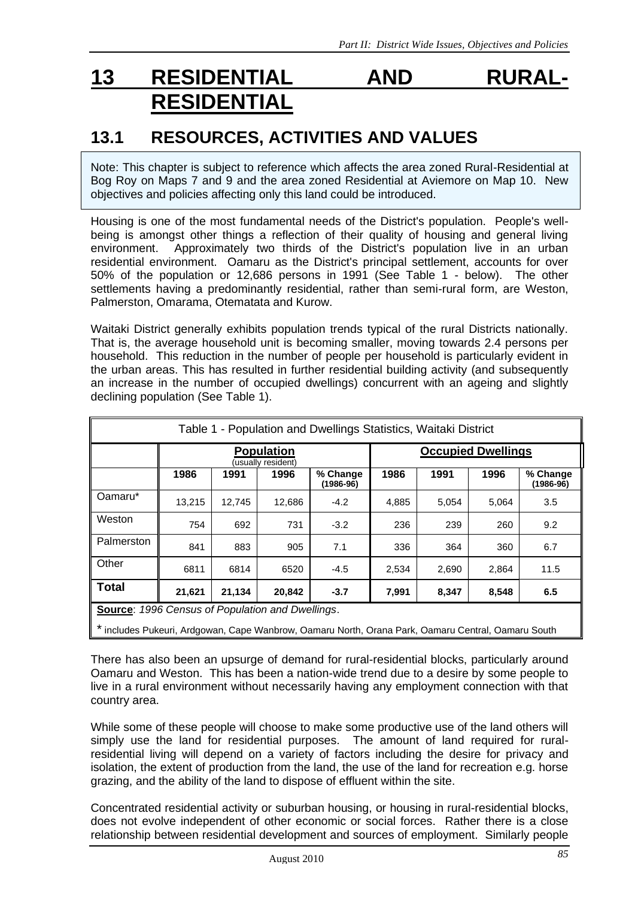# 13 RESIDENTIAL AND RURAL-RESIDENTIAL

## 13.1 RESOURCES, ACTIVITIES AND VALUES

Note: This chapter is subject to reference which affects the area zoned Rural-Residential at Bog Roy on Maps 7 and 9 and the area zoned Residential at Aviemore on Map 10. New objectives and policies affecting only this land could be introduced.

Housing is one of the most fundamental needs of the District's population. People's well-being is amongst other things a reflection of their quality of housing and general living environment. Approximately two thirds of the District's population live in an urban residential environment. Oamaru as the District's principal settlement, accounts for over 50% of the population or 12,686 persons in 1991 (See Table 1 - below). The other settlements having a predominantly residential, rather than semi-rural form, are Weston, Palmerston, Omarama, Otematata and Kurow.

Waitaki District generally exhibits population trends typical of the rural Districts nationally. That is, the average household unit is becoming smaller, moving towards 2.4 persons per household. This reduction in the number of people per household is particularly evident in the urban areas. This has resulted in further residential building activity (and subsequently an increase in the number of occupied dwellings) concurrent with an ageing and slightly declining population (See Table 1).

Table 1 - Population and Dwellings Statistics, Waitaki District

| | Population (usually resident) | | | | Occupied Dwellings | | | |
|---|---|---|---|---|---|---|---|---|
| | 1986 | 1991 | 1996 | % Change (1986-96) | 1986 | 1991 | 1996 | % Change (1986-96) |
| Oamaru* | 13,215 | 12,745 | 12,686 | -4.2 | 4,885 | 5,054 | 5,064 | 3.5 |
| Weston | 754 | 692 | 731 | -3.2 | 236 | 239 | 260 | 9.2 |
| Palmerston | 841 | 883 | 905 | 7.1 | 336 | 364 | 360 | 6.7 |
| Other | 6811 | 6814 | 6520 | -4.5 | 2,534 | 2,690 | 2,864 | 11.5 |
| **Total** | **21,621** | **21,134** | **20,842** | **-3.7** | **7,991** | **8,347** | **8,548** | **6.5** |

**Source**: *1996 Census of Population and Dwellings*.

\* includes Pukeuri, Ardgowan, Cape Wanbrow, Oamaru North, Orana Park, Oamaru Central, Oamaru South

There has also been an upsurge of demand for rural-residential blocks, particularly around Oamaru and Weston. This has been a nation-wide trend due to a desire by some people to live in a rural environment without necessarily having any employment connection with that country area.

While some of these people will choose to make some productive use of the land others will simply use the land for residential purposes. The amount of land required for rural-residential living will depend on a variety of factors including the desire for privacy and isolation, the extent of production from the land, the use of the land for recreation e.g. horse grazing, and the ability of the land to dispose of effluent within the site.

Concentrated residential activity or suburban housing, or housing in rural-residential blocks, does not evolve independent of other economic or social forces. Rather there is a close relationship between residential development and sources of employment. Similarly people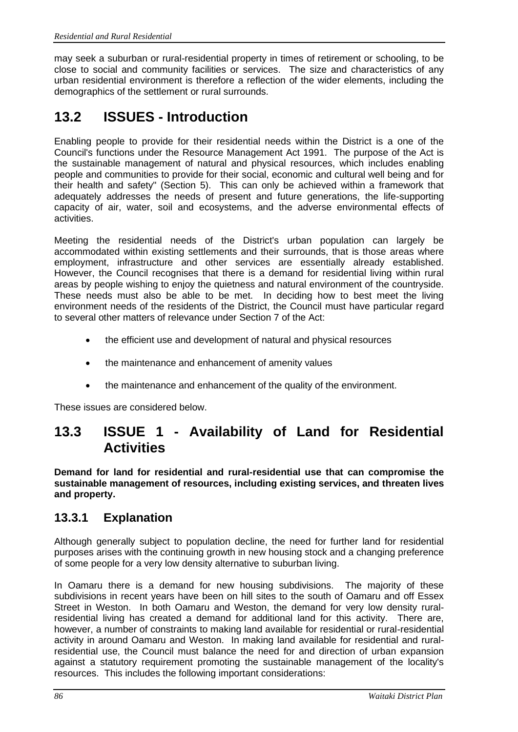may seek a suburban or rural-residential property in times of retirement or schooling, to be close to social and community facilities or services. The size and characteristics of any urban residential environment is therefore a reflection of the wider elements, including the demographics of the settlement or rural surrounds.

## 13.2 ISSUES - Introduction

Enabling people to provide for their residential needs within the District is a one of the Council's functions under the Resource Management Act 1991. The purpose of the Act is the sustainable management of natural and physical resources, which includes enabling people and communities to provide for their social, economic and cultural well being and for their health and safety" (Section 5). This can only be achieved within a framework that adequately addresses the needs of present and future generations, the life-supporting capacity of air, water, soil and ecosystems, and the adverse environmental effects of activities.

Meeting the residential needs of the District's urban population can largely be accommodated within existing settlements and their surrounds, that is those areas where employment, infrastructure and other services are essentially already established. However, the Council recognises that there is a demand for residential living within rural areas by people wishing to enjoy the quietness and natural environment of the countryside. These needs must also be able to be met. In deciding how to best meet the living environment needs of the residents of the District, the Council must have particular regard to several other matters of relevance under Section 7 of the Act:

- the efficient use and development of natural and physical resources
- the maintenance and enhancement of amenity values
- the maintenance and enhancement of the quality of the environment.

These issues are considered below.

## 13.3 ISSUE 1 - Availability of Land for Residential Activities

**Demand for land for residential and rural-residential use that can compromise the sustainable management of resources, including existing services, and threaten lives and property.**

### 13.3.1 Explanation

Although generally subject to population decline, the need for further land for residential purposes arises with the continuing growth in new housing stock and a changing preference of some people for a very low density alternative to suburban living.

In Oamaru there is a demand for new housing subdivisions. The majority of these subdivisions in recent years have been on hill sites to the south of Oamaru and off Essex Street in Weston. In both Oamaru and Weston, the demand for very low density rural-residential living has created a demand for additional land for this activity. There are, however, a number of constraints to making land available for residential or rural-residential activity in around Oamaru and Weston. In making land available for residential and rural-residential use, the Council must balance the need for and direction of urban expansion against a statutory requirement promoting the sustainable management of the locality's resources. This includes the following important considerations: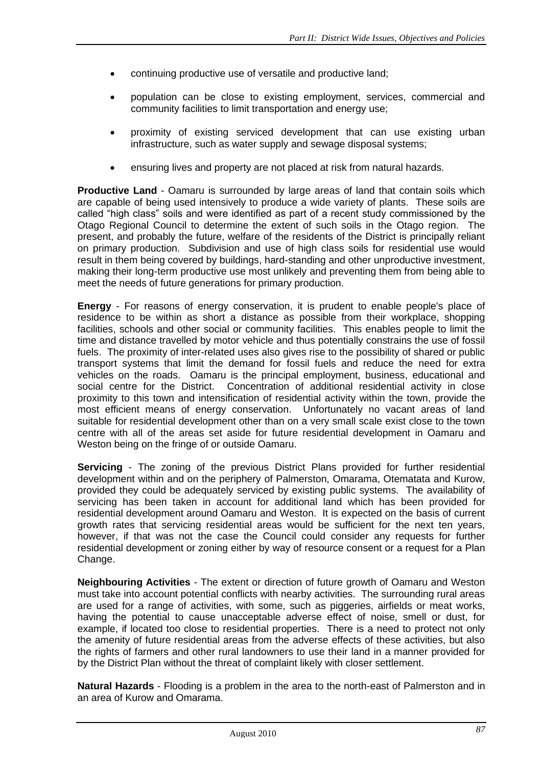- continuing productive use of versatile and productive land;
- population can be close to existing employment, services, commercial and community facilities to limit transportation and energy use;
- proximity of existing serviced development that can use existing urban infrastructure, such as water supply and sewage disposal systems;
- ensuring lives and property are not placed at risk from natural hazards.

**Productive Land** - Oamaru is surrounded by large areas of land that contain soils which are capable of being used intensively to produce a wide variety of plants. These soils are called "high class" soils and were identified as part of a recent study commissioned by the Otago Regional Council to determine the extent of such soils in the Otago region. The present, and probably the future, welfare of the residents of the District is principally reliant on primary production. Subdivision and use of high class soils for residential use would result in them being covered by buildings, hard-standing and other unproductive investment, making their long-term productive use most unlikely and preventing them from being able to meet the needs of future generations for primary production.

**Energy** - For reasons of energy conservation, it is prudent to enable people's place of residence to be within as short a distance as possible from their workplace, shopping facilities, schools and other social or community facilities. This enables people to limit the time and distance travelled by motor vehicle and thus potentially constrains the use of fossil fuels. The proximity of inter-related uses also gives rise to the possibility of shared or public transport systems that limit the demand for fossil fuels and reduce the need for extra vehicles on the roads. Oamaru is the principal employment, business, educational and social centre for the District. Concentration of additional residential activity in close proximity to this town and intensification of residential activity within the town, provide the most efficient means of energy conservation. Unfortunately no vacant areas of land suitable for residential development other than on a very small scale exist close to the town centre with all of the areas set aside for future residential development in Oamaru and Weston being on the fringe of or outside Oamaru.

**Servicing** - The zoning of the previous District Plans provided for further residential development within and on the periphery of Palmerston, Omarama, Otematata and Kurow, provided they could be adequately serviced by existing public systems. The availability of servicing has been taken in account for additional land which has been provided for residential development around Oamaru and Weston. It is expected on the basis of current growth rates that servicing residential areas would be sufficient for the next ten years, however, if that was not the case the Council could consider any requests for further residential development or zoning either by way of resource consent or a request for a Plan Change.

**Neighbouring Activities** - The extent or direction of future growth of Oamaru and Weston must take into account potential conflicts with nearby activities. The surrounding rural areas are used for a range of activities, with some, such as piggeries, airfields or meat works, having the potential to cause unacceptable adverse effect of noise, smell or dust, for example, if located too close to residential properties. There is a need to protect not only the amenity of future residential areas from the adverse effects of these activities, but also the rights of farmers and other rural landowners to use their land in a manner provided for by the District Plan without the threat of complaint likely with closer settlement.

**Natural Hazards** - Flooding is a problem in the area to the north-east of Palmerston and in an area of Kurow and Omarama.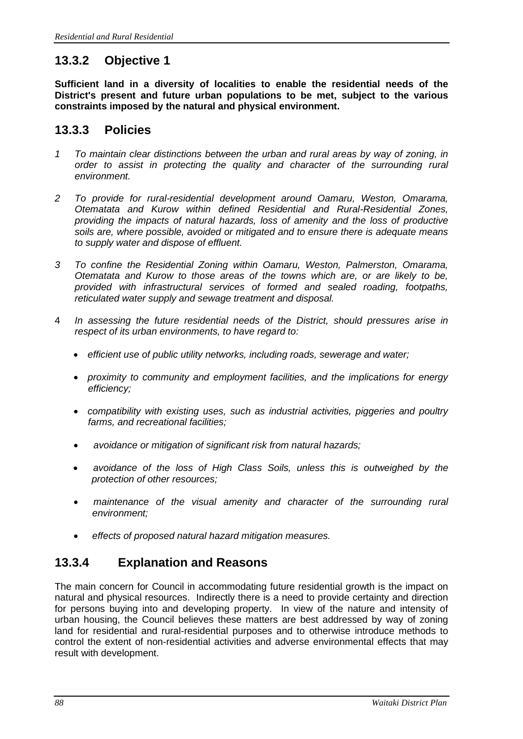## 13.3.2 Objective 1

**Sufficient land in a diversity of localities to enable the residential needs of the District's present and future urban populations to be met, subject to the various constraints imposed by the natural and physical environment.**

## 13.3.3 Policies

1. *To maintain clear distinctions between the urban and rural areas by way of zoning, in order to assist in protecting the quality and character of the surrounding rural environment.*

2. *To provide for rural-residential development around Oamaru, Weston, Omarama, Otematata and Kurow within defined Residential and Rural-Residential Zones, providing the impacts of natural hazards, loss of amenity and the loss of productive soils are, where possible, avoided or mitigated and to ensure there is adequate means to supply water and dispose of effluent.*

3. *To confine the Residential Zoning within Oamaru, Weston, Palmerston, Omarama, Otematata and Kurow to those areas of the towns which are, or are likely to be, provided with infrastructural services of formed and sealed roading, footpaths, reticulated water supply and sewage treatment and disposal.*

4. *In assessing the future residential needs of the District, should pressures arise in respect of its urban environments, to have regard to:*

   - *efficient use of public utility networks, including roads, sewerage and water;*
   - *proximity to community and employment facilities, and the implications for energy efficiency;*
   - *compatibility with existing uses, such as industrial activities, piggeries and poultry farms, and recreational facilities;*
   - *avoidance or mitigation of significant risk from natural hazards;*
   - *avoidance of the loss of High Class Soils, unless this is outweighed by the protection of other resources;*
   - *maintenance of the visual amenity and character of the surrounding rural environment;*
   - *effects of proposed natural hazard mitigation measures.*

## 13.3.4 Explanation and Reasons

The main concern for Council in accommodating future residential growth is the impact on natural and physical resources. Indirectly there is a need to provide certainty and direction for persons buying into and developing property. In view of the nature and intensity of urban housing, the Council believes these matters are best addressed by way of zoning land for residential and rural-residential purposes and to otherwise introduce methods to control the extent of non-residential activities and adverse environmental effects that may result with development.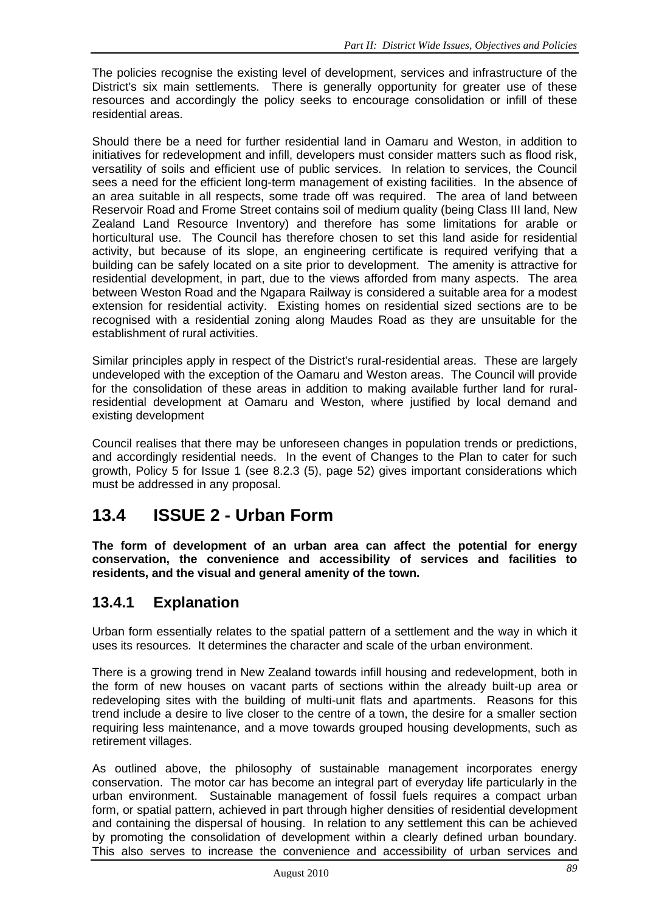The policies recognise the existing level of development, services and infrastructure of the District's six main settlements. There is generally opportunity for greater use of these resources and accordingly the policy seeks to encourage consolidation or infill of these residential areas.

Should there be a need for further residential land in Oamaru and Weston, in addition to initiatives for redevelopment and infill, developers must consider matters such as flood risk, versatility of soils and efficient use of public services. In relation to services, the Council sees a need for the efficient long-term management of existing facilities. In the absence of an area suitable in all respects, some trade off was required. The area of land between Reservoir Road and Frome Street contains soil of medium quality (being Class III land, New Zealand Land Resource Inventory) and therefore has some limitations for arable or horticultural use. The Council has therefore chosen to set this land aside for residential activity, but because of its slope, an engineering certificate is required verifying that a building can be safely located on a site prior to development. The amenity is attractive for residential development, in part, due to the views afforded from many aspects. The area between Weston Road and the Ngapara Railway is considered a suitable area for a modest extension for residential activity. Existing homes on residential sized sections are to be recognised with a residential zoning along Maudes Road as they are unsuitable for the establishment of rural activities.

Similar principles apply in respect of the District's rural-residential areas. These are largely undeveloped with the exception of the Oamaru and Weston areas. The Council will provide for the consolidation of these areas in addition to making available further land for rural-residential development at Oamaru and Weston, where justified by local demand and existing development

Council realises that there may be unforeseen changes in population trends or predictions, and accordingly residential needs. In the event of Changes to the Plan to cater for such growth, Policy 5 for Issue 1 (see 8.2.3 (5), page 52) gives important considerations which must be addressed in any proposal.

## 13.4 ISSUE 2 - Urban Form

**The form of development of an urban area can affect the potential for energy conservation, the convenience and accessibility of services and facilities to residents, and the visual and general amenity of the town.**

### 13.4.1 Explanation

Urban form essentially relates to the spatial pattern of a settlement and the way in which it uses its resources. It determines the character and scale of the urban environment.

There is a growing trend in New Zealand towards infill housing and redevelopment, both in the form of new houses on vacant parts of sections within the already built-up area or redeveloping sites with the building of multi-unit flats and apartments. Reasons for this trend include a desire to live closer to the centre of a town, the desire for a smaller section requiring less maintenance, and a move towards grouped housing developments, such as retirement villages.

As outlined above, the philosophy of sustainable management incorporates energy conservation. The motor car has become an integral part of everyday life particularly in the urban environment. Sustainable management of fossil fuels requires a compact urban form, or spatial pattern, achieved in part through higher densities of residential development and containing the dispersal of housing. In relation to any settlement this can be achieved by promoting the consolidation of development within a clearly defined urban boundary. This also serves to increase the convenience and accessibility of urban services and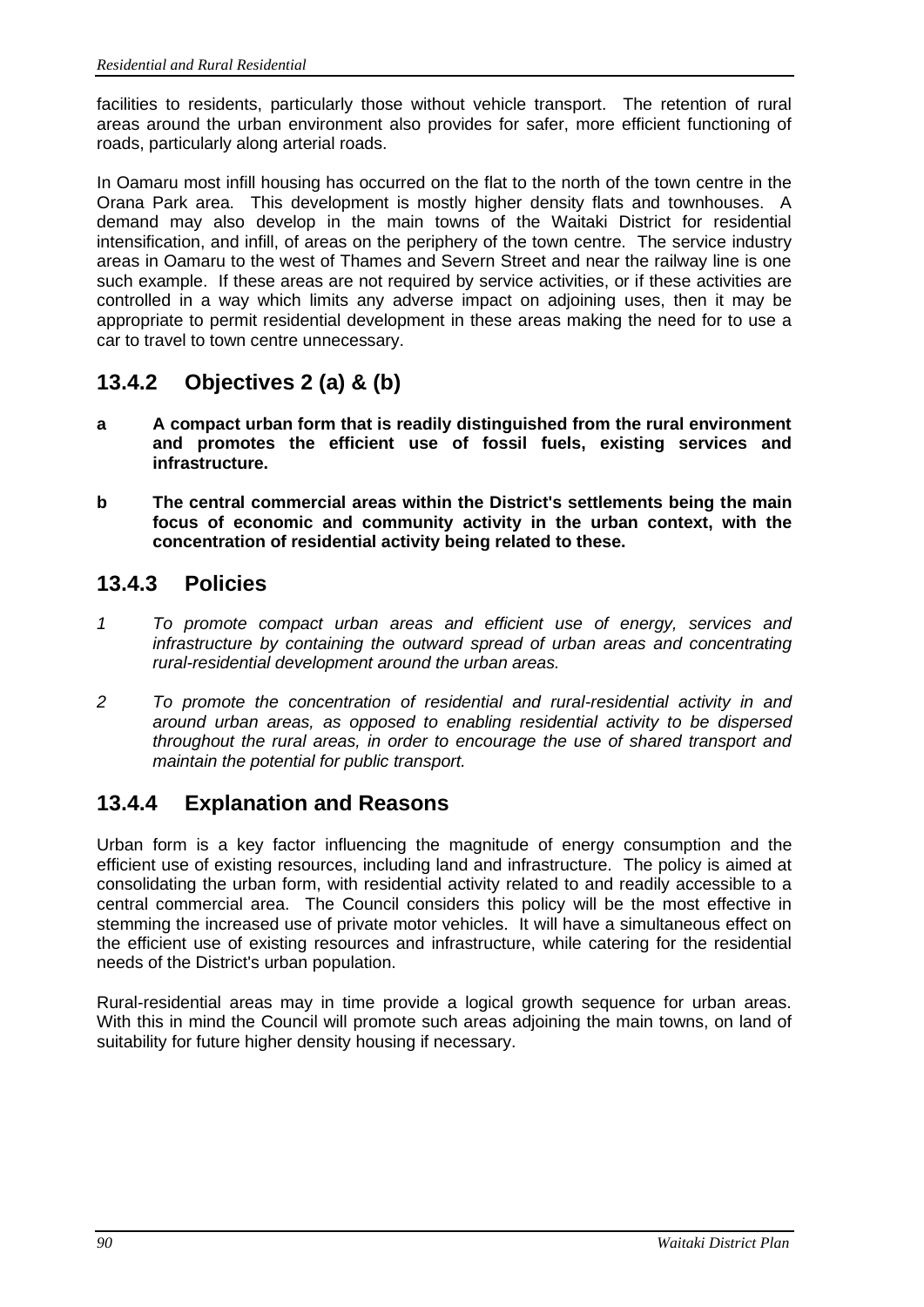facilities to residents, particularly those without vehicle transport. The retention of rural areas around the urban environment also provides for safer, more efficient functioning of roads, particularly along arterial roads.

In Oamaru most infill housing has occurred on the flat to the north of the town centre in the Orana Park area. This development is mostly higher density flats and townhouses. A demand may also develop in the main towns of the Waitaki District for residential intensification, and infill, of areas on the periphery of the town centre. The service industry areas in Oamaru to the west of Thames and Severn Street and near the railway line is one such example. If these areas are not required by service activities, or if these activities are controlled in a way which limits any adverse impact on adjoining uses, then it may be appropriate to permit residential development in these areas making the need for to use a car to travel to town centre unnecessary.

## 13.4.2 Objectives 2 (a) & (b)

**a A compact urban form that is readily distinguished from the rural environment and promotes the efficient use of fossil fuels, existing services and infrastructure.**

**b The central commercial areas within the District's settlements being the main focus of economic and community activity in the urban context, with the concentration of residential activity being related to these.**

## 13.4.3 Policies

*1 To promote compact urban areas and efficient use of energy, services and infrastructure by containing the outward spread of urban areas and concentrating rural-residential development around the urban areas.*

*2 To promote the concentration of residential and rural-residential activity in and around urban areas, as opposed to enabling residential activity to be dispersed throughout the rural areas, in order to encourage the use of shared transport and maintain the potential for public transport.*

## 13.4.4 Explanation and Reasons

Urban form is a key factor influencing the magnitude of energy consumption and the efficient use of existing resources, including land and infrastructure. The policy is aimed at consolidating the urban form, with residential activity related to and readily accessible to a central commercial area. The Council considers this policy will be the most effective in stemming the increased use of private motor vehicles. It will have a simultaneous effect on the efficient use of existing resources and infrastructure, while catering for the residential needs of the District's urban population.

Rural-residential areas may in time provide a logical growth sequence for urban areas. With this in mind the Council will promote such areas adjoining the main towns, on land of suitability for future higher density housing if necessary.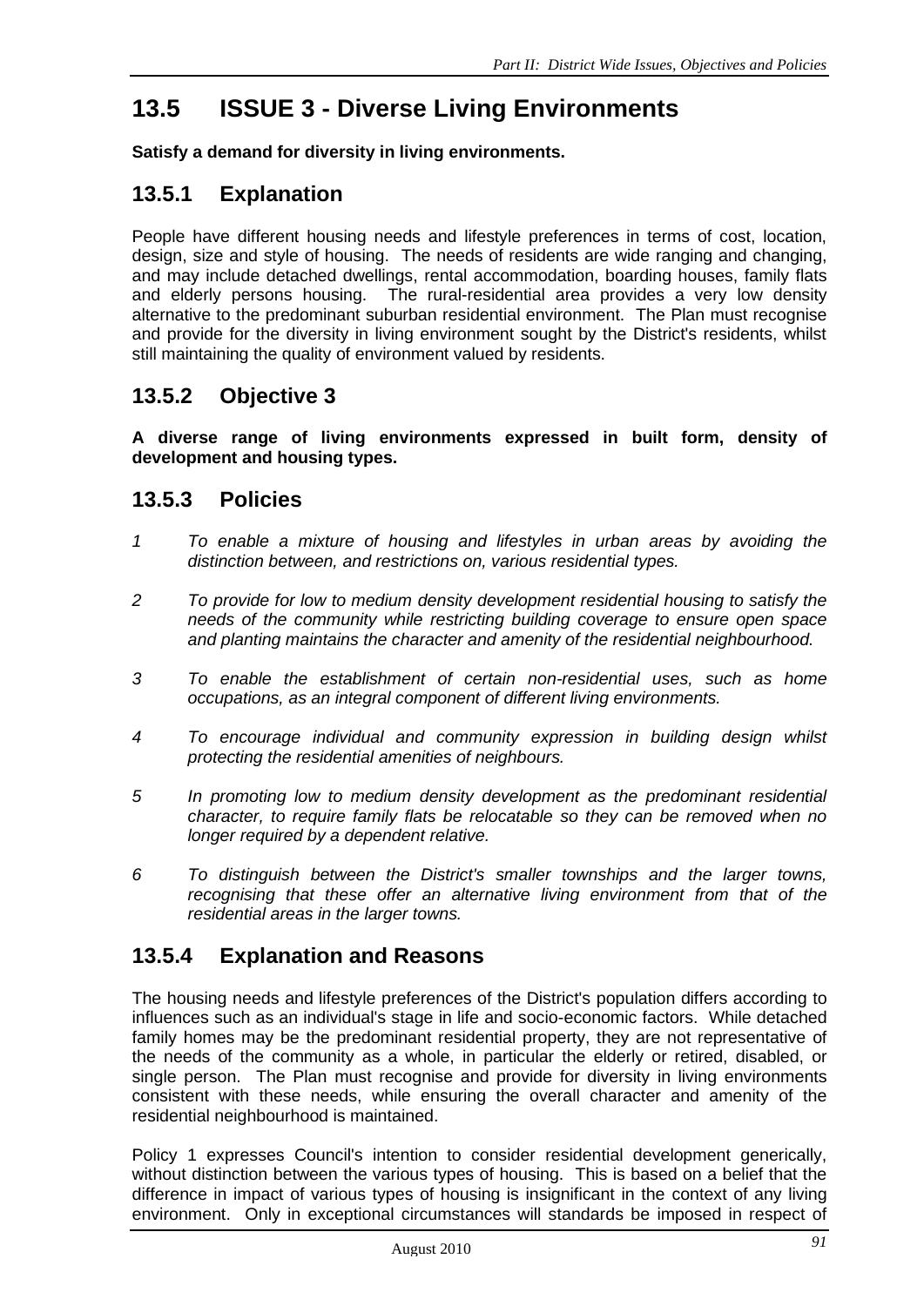## 13.5 ISSUE 3 - Diverse Living Environments

**Satisfy a demand for diversity in living environments.**

### 13.5.1 Explanation

People have different housing needs and lifestyle preferences in terms of cost, location, design, size and style of housing. The needs of residents are wide ranging and changing, and may include detached dwellings, rental accommodation, boarding houses, family flats and elderly persons housing. The rural-residential area provides a very low density alternative to the predominant suburban residential environment. The Plan must recognise and provide for the diversity in living environment sought by the District's residents, whilst still maintaining the quality of environment valued by residents.

### 13.5.2 Objective 3

**A diverse range of living environments expressed in built form, density of development and housing types.**

### 13.5.3 Policies

1. *To enable a mixture of housing and lifestyles in urban areas by avoiding the distinction between, and restrictions on, various residential types.*

2. *To provide for low to medium density development residential housing to satisfy the needs of the community while restricting building coverage to ensure open space and planting maintains the character and amenity of the residential neighbourhood.*

3. *To enable the establishment of certain non-residential uses, such as home occupations, as an integral component of different living environments.*

4. *To encourage individual and community expression in building design whilst protecting the residential amenities of neighbours.*

5. *In promoting low to medium density development as the predominant residential character, to require family flats be relocatable so they can be removed when no longer required by a dependent relative.*

6. *To distinguish between the District's smaller townships and the larger towns, recognising that these offer an alternative living environment from that of the residential areas in the larger towns.*

### 13.5.4 Explanation and Reasons

The housing needs and lifestyle preferences of the District's population differs according to influences such as an individual's stage in life and socio-economic factors. While detached family homes may be the predominant residential property, they are not representative of the needs of the community as a whole, in particular the elderly or retired, disabled, or single person. The Plan must recognise and provide for diversity in living environments consistent with these needs, while ensuring the overall character and amenity of the residential neighbourhood is maintained.

Policy 1 expresses Council's intention to consider residential development generically, without distinction between the various types of housing. This is based on a belief that the difference in impact of various types of housing is insignificant in the context of any living environment. Only in exceptional circumstances will standards be imposed in respect of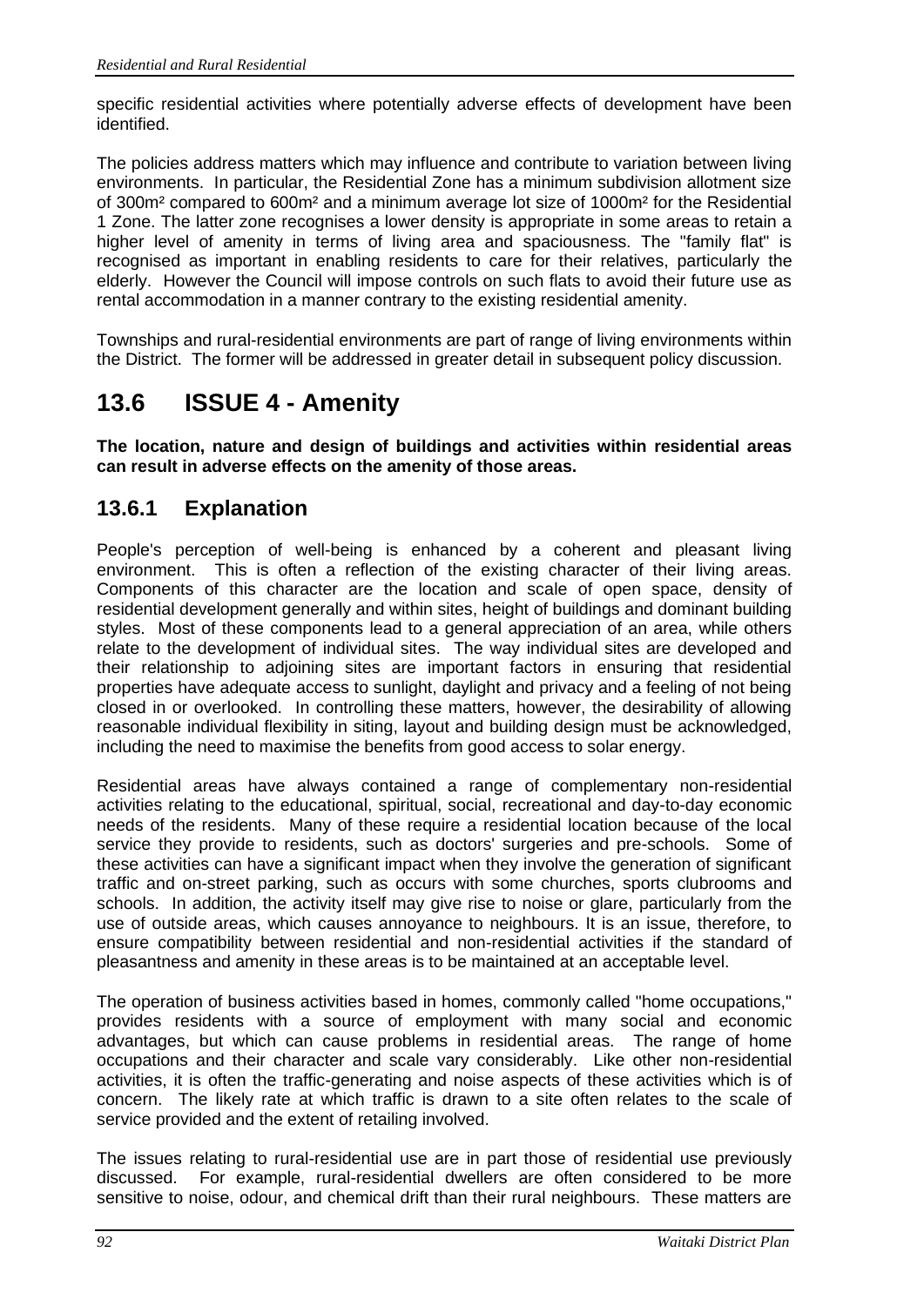specific residential activities where potentially adverse effects of development have been identified.

The policies address matters which may influence and contribute to variation between living environments. In particular, the Residential Zone has a minimum subdivision allotment size of 300m² compared to 600m² and a minimum average lot size of 1000m² for the Residential 1 Zone. The latter zone recognises a lower density is appropriate in some areas to retain a higher level of amenity in terms of living area and spaciousness. The "family flat" is recognised as important in enabling residents to care for their relatives, particularly the elderly. However the Council will impose controls on such flats to avoid their future use as rental accommodation in a manner contrary to the existing residential amenity.

Townships and rural-residential environments are part of range of living environments within the District. The former will be addressed in greater detail in subsequent policy discussion.

# 13.6 ISSUE 4 - Amenity

**The location, nature and design of buildings and activities within residential areas can result in adverse effects on the amenity of those areas.**

## 13.6.1 Explanation

People's perception of well-being is enhanced by a coherent and pleasant living environment. This is often a reflection of the existing character of their living areas. Components of this character are the location and scale of open space, density of residential development generally and within sites, height of buildings and dominant building styles. Most of these components lead to a general appreciation of an area, while others relate to the development of individual sites. The way individual sites are developed and their relationship to adjoining sites are important factors in ensuring that residential properties have adequate access to sunlight, daylight and privacy and a feeling of not being closed in or overlooked. In controlling these matters, however, the desirability of allowing reasonable individual flexibility in siting, layout and building design must be acknowledged, including the need to maximise the benefits from good access to solar energy.

Residential areas have always contained a range of complementary non-residential activities relating to the educational, spiritual, social, recreational and day-to-day economic needs of the residents. Many of these require a residential location because of the local service they provide to residents, such as doctors' surgeries and pre-schools. Some of these activities can have a significant impact when they involve the generation of significant traffic and on-street parking, such as occurs with some churches, sports clubrooms and schools. In addition, the activity itself may give rise to noise or glare, particularly from the use of outside areas, which causes annoyance to neighbours. It is an issue, therefore, to ensure compatibility between residential and non-residential activities if the standard of pleasantness and amenity in these areas is to be maintained at an acceptable level.

The operation of business activities based in homes, commonly called "home occupations," provides residents with a source of employment with many social and economic advantages, but which can cause problems in residential areas. The range of home occupations and their character and scale vary considerably. Like other non-residential activities, it is often the traffic-generating and noise aspects of these activities which is of concern. The likely rate at which traffic is drawn to a site often relates to the scale of service provided and the extent of retailing involved.

The issues relating to rural-residential use are in part those of residential use previously discussed. For example, rural-residential dwellers are often considered to be more sensitive to noise, odour, and chemical drift than their rural neighbours. These matters are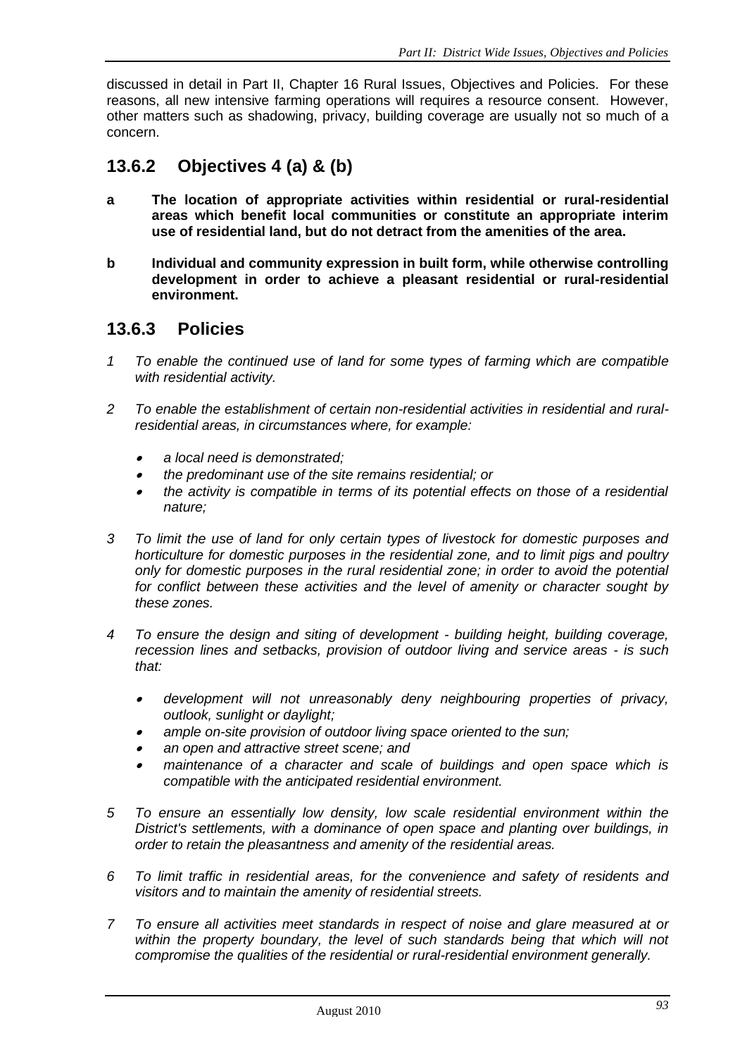discussed in detail in Part II, Chapter 16 Rural Issues, Objectives and Policies. For these reasons, all new intensive farming operations will requires a resource consent. However, other matters such as shadowing, privacy, building coverage are usually not so much of a concern.

## 13.6.2 Objectives 4 (a) & (b)

**a** **The location of appropriate activities within residential or rural-residential areas which benefit local communities or constitute an appropriate interim use of residential land, but do not detract from the amenities of the area.**

**b** **Individual and community expression in built form, while otherwise controlling development in order to achieve a pleasant residential or rural-residential environment.**

## 13.6.3 Policies

*1 To enable the continued use of land for some types of farming which are compatible with residential activity.*

*2 To enable the establishment of certain non-residential activities in residential and rural-residential areas, in circumstances where, for example:*

- *a local need is demonstrated;*
- *the predominant use of the site remains residential; or*
- *the activity is compatible in terms of its potential effects on those of a residential nature;*

*3 To limit the use of land for only certain types of livestock for domestic purposes and horticulture for domestic purposes in the residential zone, and to limit pigs and poultry only for domestic purposes in the rural residential zone; in order to avoid the potential for conflict between these activities and the level of amenity or character sought by these zones.*

*4 To ensure the design and siting of development - building height, building coverage, recession lines and setbacks, provision of outdoor living and service areas - is such that:*

- *development will not unreasonably deny neighbouring properties of privacy, outlook, sunlight or daylight;*
- *ample on-site provision of outdoor living space oriented to the sun;*
- *an open and attractive street scene; and*
- *maintenance of a character and scale of buildings and open space which is compatible with the anticipated residential environment.*

*5 To ensure an essentially low density, low scale residential environment within the District's settlements, with a dominance of open space and planting over buildings, in order to retain the pleasantness and amenity of the residential areas.*

*6 To limit traffic in residential areas, for the convenience and safety of residents and visitors and to maintain the amenity of residential streets.*

*7 To ensure all activities meet standards in respect of noise and glare measured at or within the property boundary, the level of such standards being that which will not compromise the qualities of the residential or rural-residential environment generally.*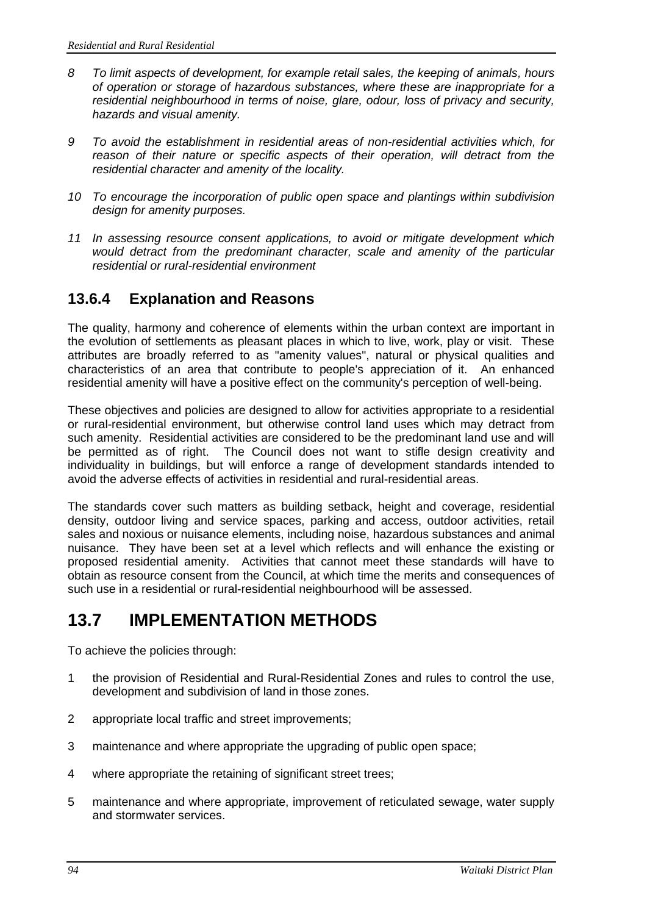*8 To limit aspects of development, for example retail sales, the keeping of animals, hours of operation or storage of hazardous substances, where these are inappropriate for a residential neighbourhood in terms of noise, glare, odour, loss of privacy and security, hazards and visual amenity.*

*9 To avoid the establishment in residential areas of non-residential activities which, for reason of their nature or specific aspects of their operation, will detract from the residential character and amenity of the locality.*

*10 To encourage the incorporation of public open space and plantings within subdivision design for amenity purposes.*

*11 In assessing resource consent applications, to avoid or mitigate development which would detract from the predominant character, scale and amenity of the particular residential or rural-residential environment*

### 13.6.4 Explanation and Reasons

The quality, harmony and coherence of elements within the urban context are important in the evolution of settlements as pleasant places in which to live, work, play or visit. These attributes are broadly referred to as "amenity values", natural or physical qualities and characteristics of an area that contribute to people's appreciation of it. An enhanced residential amenity will have a positive effect on the community's perception of well-being.

These objectives and policies are designed to allow for activities appropriate to a residential or rural-residential environment, but otherwise control land uses which may detract from such amenity. Residential activities are considered to be the predominant land use and will be permitted as of right. The Council does not want to stifle design creativity and individuality in buildings, but will enforce a range of development standards intended to avoid the adverse effects of activities in residential and rural-residential areas.

The standards cover such matters as building setback, height and coverage, residential density, outdoor living and service spaces, parking and access, outdoor activities, retail sales and noxious or nuisance elements, including noise, hazardous substances and animal nuisance. They have been set at a level which reflects and will enhance the existing or proposed residential amenity. Activities that cannot meet these standards will have to obtain as resource consent from the Council, at which time the merits and consequences of such use in a residential or rural-residential neighbourhood will be assessed.

## 13.7 IMPLEMENTATION METHODS

To achieve the policies through:

1 the provision of Residential and Rural-Residential Zones and rules to control the use, development and subdivision of land in those zones.

2 appropriate local traffic and street improvements;

3 maintenance and where appropriate the upgrading of public open space;

4 where appropriate the retaining of significant street trees;

5 maintenance and where appropriate, improvement of reticulated sewage, water supply and stormwater services.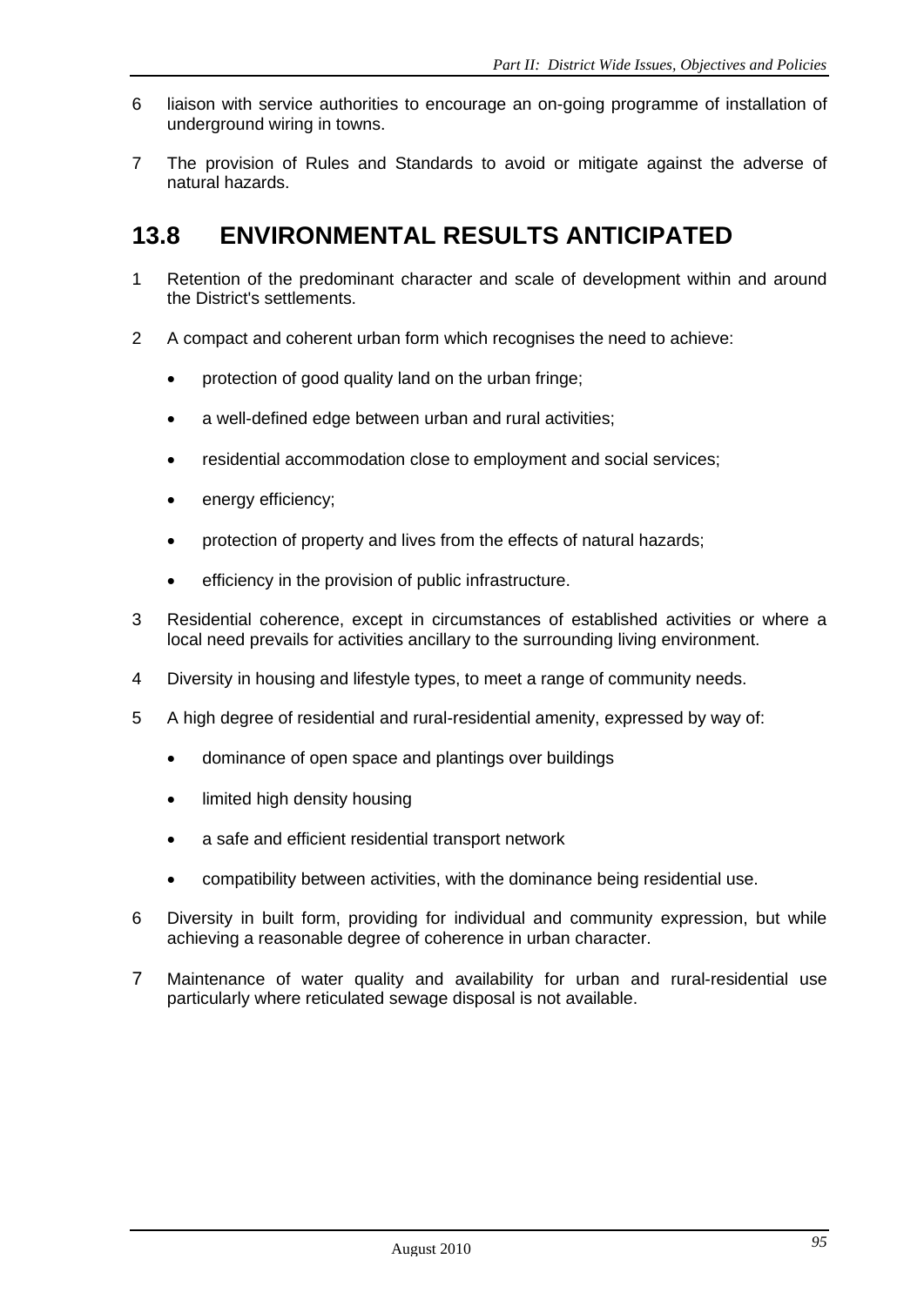6 liaison with service authorities to encourage an on-going programme of installation of underground wiring in towns.

7 The provision of Rules and Standards to avoid or mitigate against the adverse of natural hazards.

## 13.8 ENVIRONMENTAL RESULTS ANTICIPATED

1 Retention of the predominant character and scale of development within and around the District's settlements.

2 A compact and coherent urban form which recognises the need to achieve:

- protection of good quality land on the urban fringe;
- a well-defined edge between urban and rural activities;
- residential accommodation close to employment and social services;
- energy efficiency;
- protection of property and lives from the effects of natural hazards;
- efficiency in the provision of public infrastructure.

3 Residential coherence, except in circumstances of established activities or where a local need prevails for activities ancillary to the surrounding living environment.

4 Diversity in housing and lifestyle types, to meet a range of community needs.

5 A high degree of residential and rural-residential amenity, expressed by way of:

- dominance of open space and plantings over buildings
- limited high density housing
- a safe and efficient residential transport network
- compatibility between activities, with the dominance being residential use.

6 Diversity in built form, providing for individual and community expression, but while achieving a reasonable degree of coherence in urban character.

7 Maintenance of water quality and availability for urban and rural-residential use particularly where reticulated sewage disposal is not available.